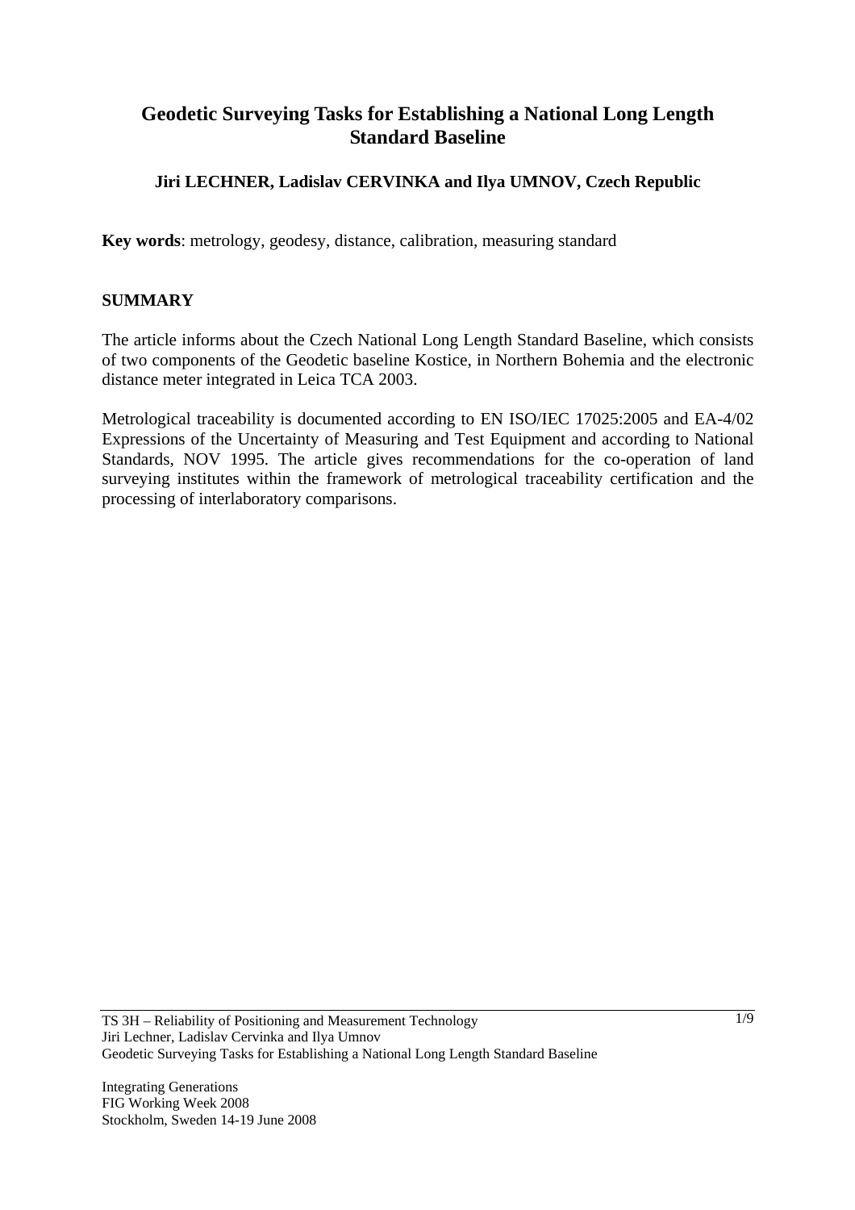# Geodetic Surveying Tasks for Establishing a National Long Length Standard Baseline

**Jiri LECHNER, Ladislav CERVINKA and Ilya UMNOV, Czech Republic**

**Key words**: metrology, geodesy, distance, calibration, measuring standard

## SUMMARY

The article informs about the Czech National Long Length Standard Baseline, which consists of two components of the Geodetic baseline Kostice, in Northern Bohemia and the electronic distance meter integrated in Leica TCA 2003.

Metrological traceability is documented according to EN ISO/IEC 17025:2005 and EA-4/02 Expressions of the Uncertainty of Measuring and Test Equipment and according to National Standards, NOV 1995. The article gives recommendations for the co-operation of land surveying institutes within the framework of metrological traceability certification and the processing of interlaboratory comparisons.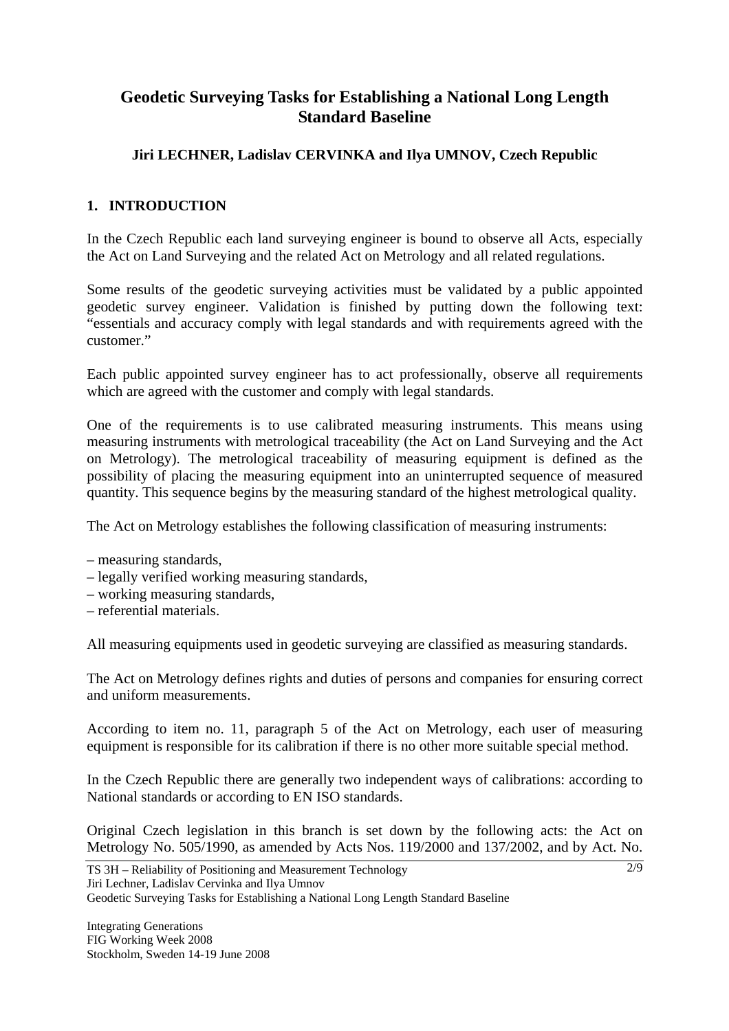# Geodetic Surveying Tasks for Establishing a National Long Length Standard Baseline

**Jiri LECHNER, Ladislav CERVINKA and Ilya UMNOV, Czech Republic**

## 1. INTRODUCTION

In the Czech Republic each land surveying engineer is bound to observe all Acts, especially the Act on Land Surveying and the related Act on Metrology and all related regulations.

Some results of the geodetic surveying activities must be validated by a public appointed geodetic survey engineer. Validation is finished by putting down the following text: "essentials and accuracy comply with legal standards and with requirements agreed with the customer."

Each public appointed survey engineer has to act professionally, observe all requirements which are agreed with the customer and comply with legal standards.

One of the requirements is to use calibrated measuring instruments. This means using measuring instruments with metrological traceability (the Act on Land Surveying and the Act on Metrology). The metrological traceability of measuring equipment is defined as the possibility of placing the measuring equipment into an uninterrupted sequence of measured quantity. This sequence begins by the measuring standard of the highest metrological quality.

The Act on Metrology establishes the following classification of measuring instruments:

– measuring standards,
– legally verified working measuring standards,
– working measuring standards,
– referential materials.

All measuring equipments used in geodetic surveying are classified as measuring standards.

The Act on Metrology defines rights and duties of persons and companies for ensuring correct and uniform measurements.

According to item no. 11, paragraph 5 of the Act on Metrology, each user of measuring equipment is responsible for its calibration if there is no other more suitable special method.

In the Czech Republic there are generally two independent ways of calibrations: according to National standards or according to EN ISO standards.

Original Czech legislation in this branch is set down by the following acts: the Act on Metrology No. 505/1990, as amended by Acts Nos. 119/2000 and 137/2002, and by Act. No.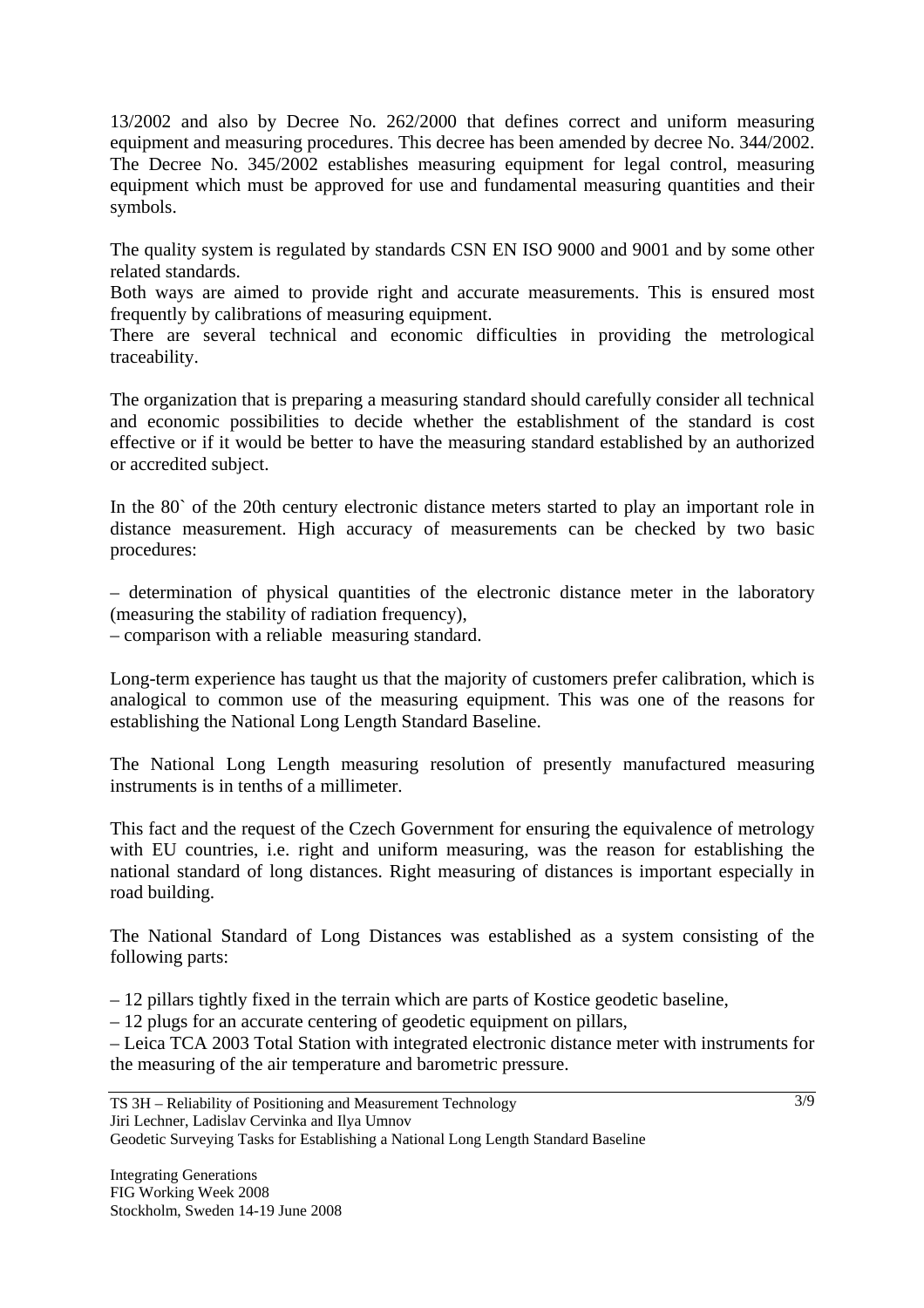13/2002 and also by Decree No. 262/2000 that defines correct and uniform measuring equipment and measuring procedures. This decree has been amended by decree No. 344/2002. The Decree No. 345/2002 establishes measuring equipment for legal control, measuring equipment which must be approved for use and fundamental measuring quantities and their symbols.

The quality system is regulated by standards CSN EN ISO 9000 and 9001 and by some other related standards.
Both ways are aimed to provide right and accurate measurements. This is ensured most frequently by calibrations of measuring equipment.
There are several technical and economic difficulties in providing the metrological traceability.

The organization that is preparing a measuring standard should carefully consider all technical and economic possibilities to decide whether the establishment of the standard is cost effective or if it would be better to have the measuring standard established by an authorized or accredited subject.

In the 80` of the 20th century electronic distance meters started to play an important role in distance measurement. High accuracy of measurements can be checked by two basic procedures:

– determination of physical quantities of the electronic distance meter in the laboratory (measuring the stability of radiation frequency),
– comparison with a reliable measuring standard.

Long-term experience has taught us that the majority of customers prefer calibration, which is analogical to common use of the measuring equipment. This was one of the reasons for establishing the National Long Length Standard Baseline.

The National Long Length measuring resolution of presently manufactured measuring instruments is in tenths of a millimeter.

This fact and the request of the Czech Government for ensuring the equivalence of metrology with EU countries, i.e. right and uniform measuring, was the reason for establishing the national standard of long distances. Right measuring of distances is important especially in road building.

The National Standard of Long Distances was established as a system consisting of the following parts:

– 12 pillars tightly fixed in the terrain which are parts of Kostice geodetic baseline,
– 12 plugs for an accurate centering of geodetic equipment on pillars,
– Leica TCA 2003 Total Station with integrated electronic distance meter with instruments for the measuring of the air temperature and barometric pressure.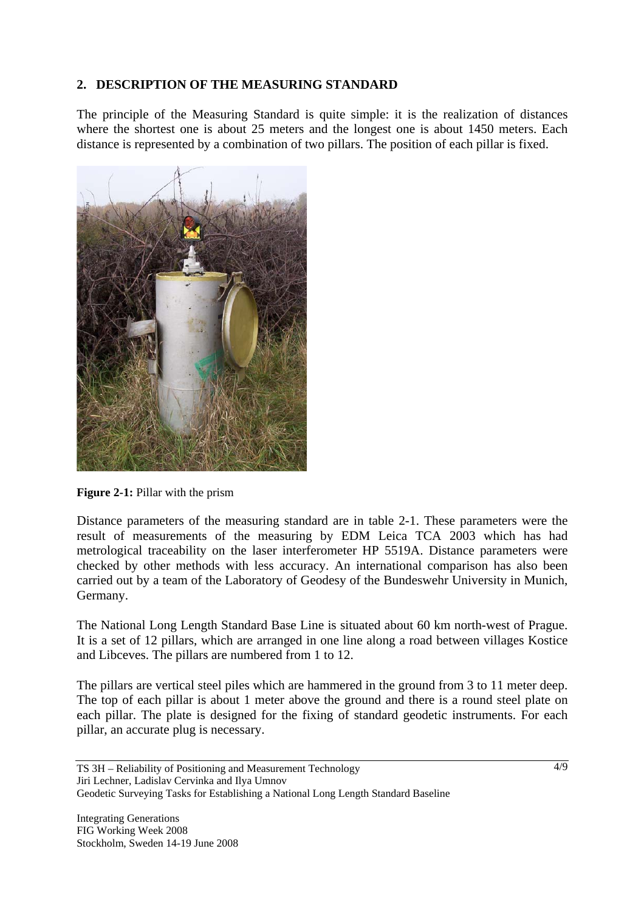## 2. DESCRIPTION OF THE MEASURING STANDARD

The principle of the Measuring Standard is quite simple: it is the realization of distances where the shortest one is about 25 meters and the longest one is about 1450 meters. Each distance is represented by a combination of two pillars. The position of each pillar is fixed.

**Figure 2-1:** Pillar with the prism

Distance parameters of the measuring standard are in table 2-1. These parameters were the result of measurements of the measuring by EDM Leica TCA 2003 which has had metrological traceability on the laser interferometer HP 5519A. Distance parameters were checked by other methods with less accuracy. An international comparison has also been carried out by a team of the Laboratory of Geodesy of the Bundeswehr University in Munich, Germany.

The National Long Length Standard Base Line is situated about 60 km north-west of Prague. It is a set of 12 pillars, which are arranged in one line along a road between villages Kostice and Libceves. The pillars are numbered from 1 to 12.

The pillars are vertical steel piles which are hammered in the ground from 3 to 11 meter deep. The top of each pillar is about 1 meter above the ground and there is a round steel plate on each pillar. The plate is designed for the fixing of standard geodetic instruments. For each pillar, an accurate plug is necessary.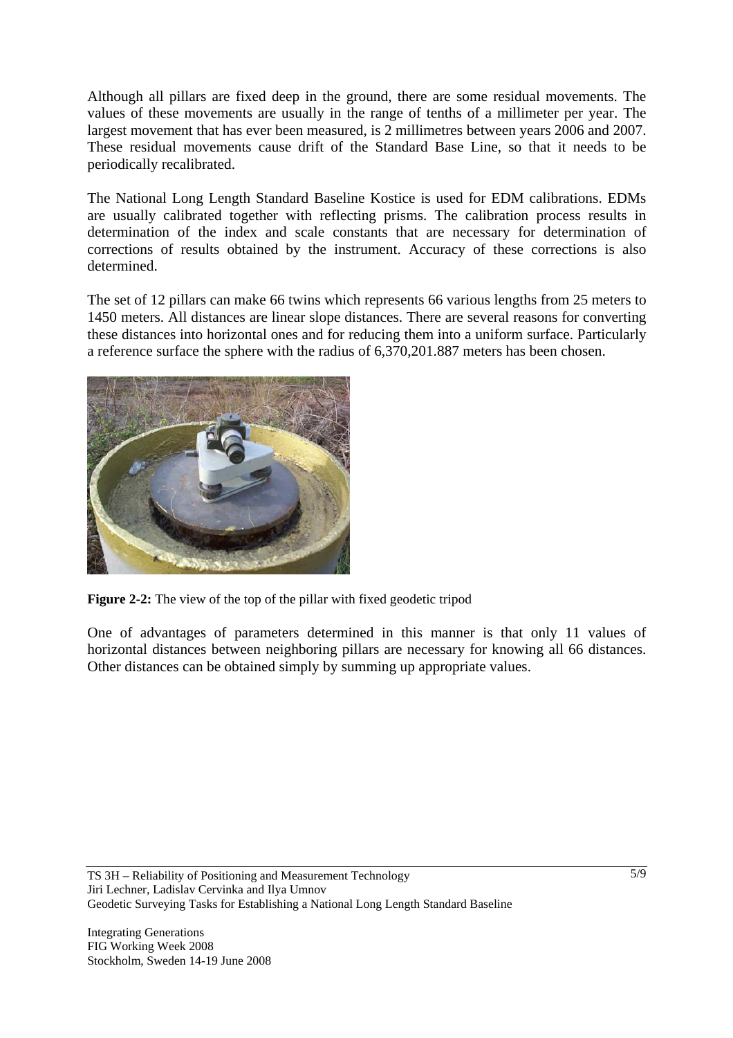Although all pillars are fixed deep in the ground, there are some residual movements. The values of these movements are usually in the range of tenths of a millimeter per year. The largest movement that has ever been measured, is 2 millimetres between years 2006 and 2007. These residual movements cause drift of the Standard Base Line, so that it needs to be periodically recalibrated.

The National Long Length Standard Baseline Kostice is used for EDM calibrations. EDMs are usually calibrated together with reflecting prisms. The calibration process results in determination of the index and scale constants that are necessary for determination of corrections of results obtained by the instrument. Accuracy of these corrections is also determined.

The set of 12 pillars can make 66 twins which represents 66 various lengths from 25 meters to 1450 meters. All distances are linear slope distances. There are several reasons for converting these distances into horizontal ones and for reducing them into a uniform surface. Particularly a reference surface the sphere with the radius of 6,370,201.887 meters has been chosen.

**Figure 2-2:** The view of the top of the pillar with fixed geodetic tripod

One of advantages of parameters determined in this manner is that only 11 values of horizontal distances between neighboring pillars are necessary for knowing all 66 distances. Other distances can be obtained simply by summing up appropriate values.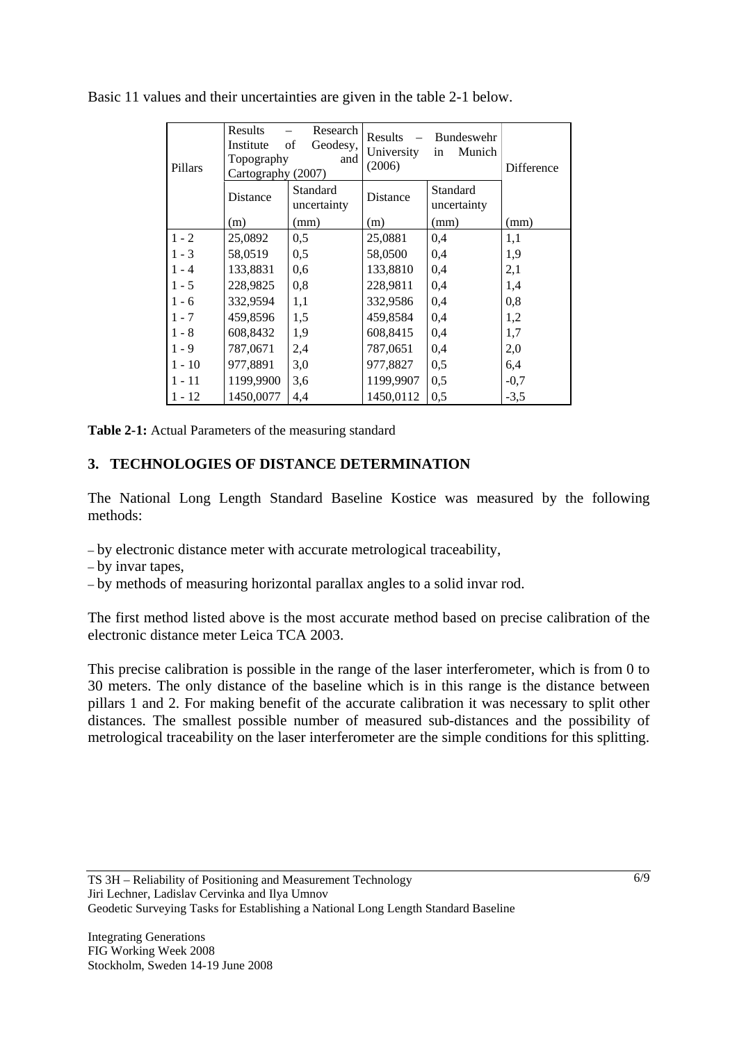Basic 11 values and their uncertainties are given in the table 2-1 below.

| Pillars | Results – Research Institute of Geodesy, Topography and Cartography (2007) | | Results – Bundeswehr University in Munich (2006) | | Difference |
|---|---|---|---|---|---|
| | Distance (m) | Standard uncertainty (mm) | Distance (m) | Standard uncertainty (mm) | (mm) |
| 1 - 2 | 25,0892 | 0,5 | 25,0881 | 0,4 | 1,1 |
| 1 - 3 | 58,0519 | 0,5 | 58,0500 | 0,4 | 1,9 |
| 1 - 4 | 133,8831 | 0,6 | 133,8810 | 0,4 | 2,1 |
| 1 - 5 | 228,9825 | 0,8 | 228,9811 | 0,4 | 1,4 |
| 1 - 6 | 332,9594 | 1,1 | 332,9586 | 0,4 | 0,8 |
| 1 - 7 | 459,8596 | 1,5 | 459,8584 | 0,4 | 1,2 |
| 1 - 8 | 608,8432 | 1,9 | 608,8415 | 0,4 | 1,7 |
| 1 - 9 | 787,0671 | 2,4 | 787,0651 | 0,4 | 2,0 |
| 1 - 10 | 977,8891 | 3,0 | 977,8827 | 0,5 | 6,4 |
| 1 - 11 | 1199,9900 | 3,6 | 1199,9907 | 0,5 | -0,7 |
| 1 - 12 | 1450,0077 | 4,4 | 1450,0112 | 0,5 | -3,5 |

**Table 2-1:** Actual Parameters of the measuring standard

## 3. TECHNOLOGIES OF DISTANCE DETERMINATION

The National Long Length Standard Baseline Kostice was measured by the following methods:

- by electronic distance meter with accurate metrological traceability,
- by invar tapes,
- by methods of measuring horizontal parallax angles to a solid invar rod.

The first method listed above is the most accurate method based on precise calibration of the electronic distance meter Leica TCA 2003.

This precise calibration is possible in the range of the laser interferometer, which is from 0 to 30 meters. The only distance of the baseline which is in this range is the distance between pillars 1 and 2. For making benefit of the accurate calibration it was necessary to split other distances. The smallest possible number of measured sub-distances and the possibility of metrological traceability on the laser interferometer are the simple conditions for this splitting.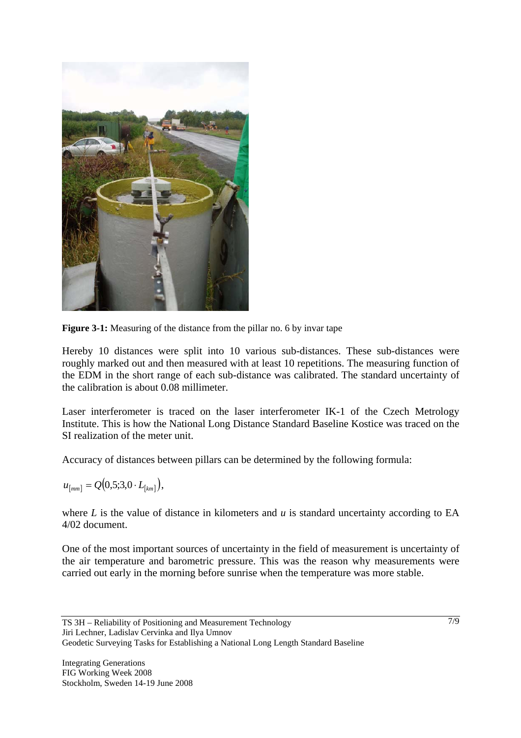**Figure 3-1:** Measuring of the distance from the pillar no. 6 by invar tape

Hereby 10 distances were split into 10 various sub-distances. These sub-distances were roughly marked out and then measured with at least 10 repetitions. The measuring function of the EDM in the short range of each sub-distance was calibrated. The standard uncertainty of the calibration is about 0.08 millimeter.

Laser interferometer is traced on the laser interferometer IK-1 of the Czech Metrology Institute. This is how the National Long Distance Standard Baseline Kostice was traced on the SI realization of the meter unit.

Accuracy of distances between pillars can be determined by the following formula:

$$u_{[mm]} = Q(0,5;3,0 \cdot L_{[km]}),$$

where $L$ is the value of distance in kilometers and $u$ is standard uncertainty according to EA 4/02 document.

One of the most important sources of uncertainty in the field of measurement is uncertainty of the air temperature and barometric pressure. This was the reason why measurements were carried out early in the morning before sunrise when the temperature was more stable.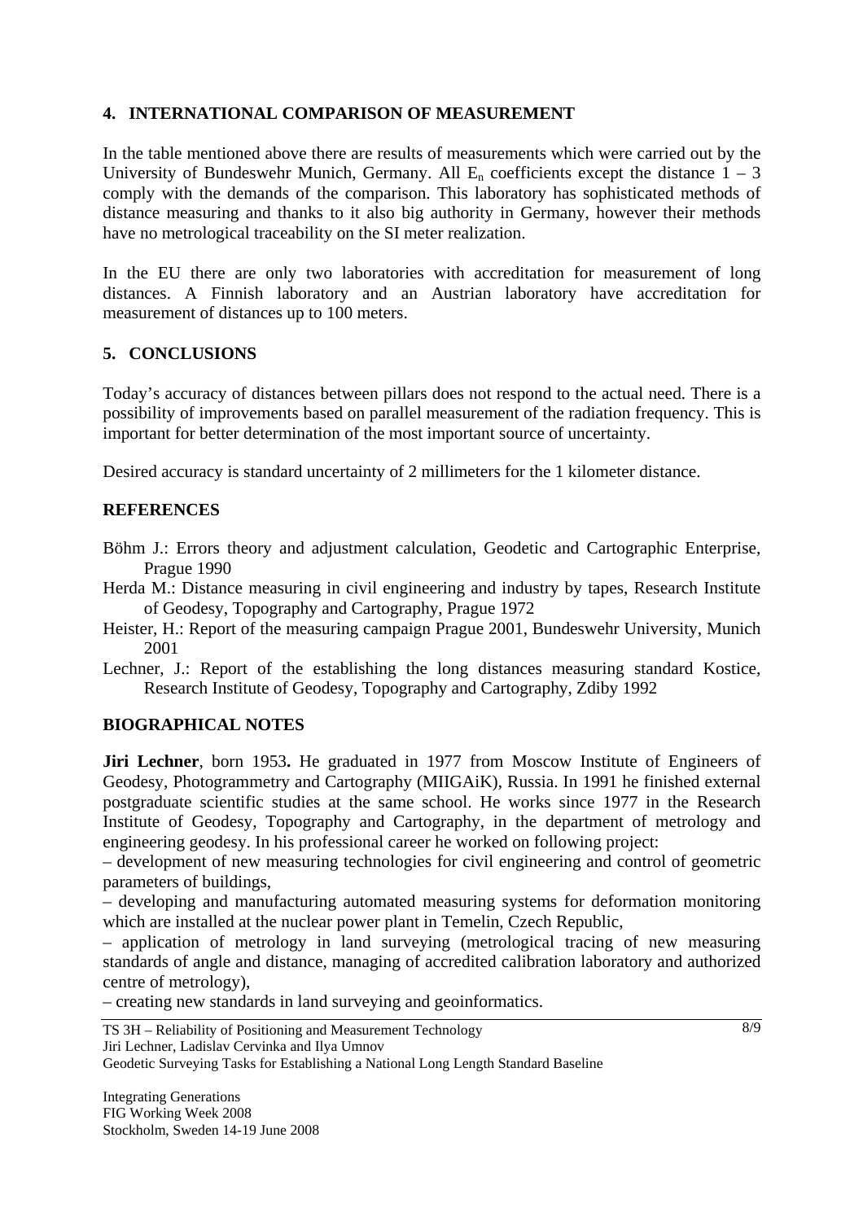## 4. INTERNATIONAL COMPARISON OF MEASUREMENT

In the table mentioned above there are results of measurements which were carried out by the University of Bundeswehr Munich, Germany. All $E_n$ coefficients except the distance 1 – 3 comply with the demands of the comparison. This laboratory has sophisticated methods of distance measuring and thanks to it also big authority in Germany, however their methods have no metrological traceability on the SI meter realization.

In the EU there are only two laboratories with accreditation for measurement of long distances. A Finnish laboratory and an Austrian laboratory have accreditation for measurement of distances up to 100 meters.

## 5. CONCLUSIONS

Today's accuracy of distances between pillars does not respond to the actual need. There is a possibility of improvements based on parallel measurement of the radiation frequency. This is important for better determination of the most important source of uncertainty.

Desired accuracy is standard uncertainty of 2 millimeters for the 1 kilometer distance.

## REFERENCES

Böhm J.: Errors theory and adjustment calculation, Geodetic and Cartographic Enterprise, Prague 1990

Herda M.: Distance measuring in civil engineering and industry by tapes, Research Institute of Geodesy, Topography and Cartography, Prague 1972

Heister, H.: Report of the measuring campaign Prague 2001, Bundeswehr University, Munich 2001

Lechner, J.: Report of the establishing the long distances measuring standard Kostice, Research Institute of Geodesy, Topography and Cartography, Zdiby 1992

## BIOGRAPHICAL NOTES

**Jiri Lechner**, born 1953**.** He graduated in 1977 from Moscow Institute of Engineers of Geodesy, Photogrammetry and Cartography (MIIGAiK), Russia. In 1991 he finished external postgraduate scientific studies at the same school. He works since 1977 in the Research Institute of Geodesy, Topography and Cartography, in the department of metrology and engineering geodesy. In his professional career he worked on following project:

– development of new measuring technologies for civil engineering and control of geometric parameters of buildings,

– developing and manufacturing automated measuring systems for deformation monitoring which are installed at the nuclear power plant in Temelin, Czech Republic,

– application of metrology in land surveying (metrological tracing of new measuring standards of angle and distance, managing of accredited calibration laboratory and authorized centre of metrology),

– creating new standards in land surveying and geoinformatics.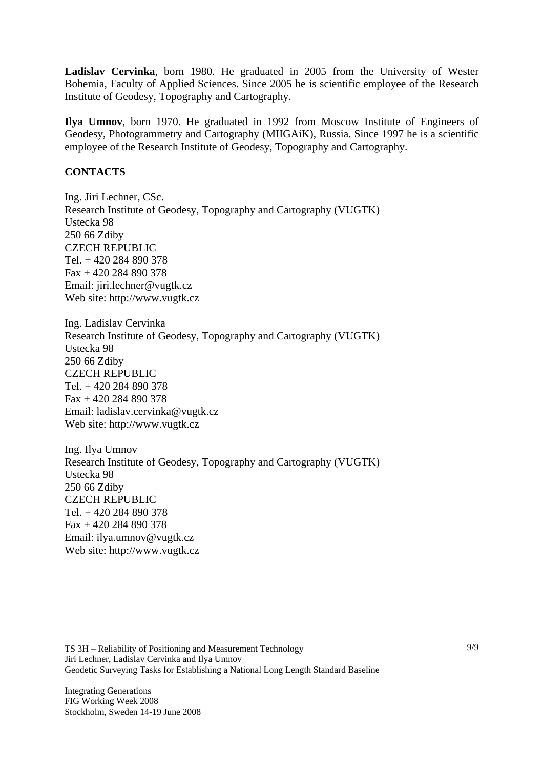**Ladislav Cervinka**, born 1980. He graduated in 2005 from the University of Wester Bohemia, Faculty of Applied Sciences. Since 2005 he is scientific employee of the Research Institute of Geodesy, Topography and Cartography.

**Ilya Umnov**, born 1970. He graduated in 1992 from Moscow Institute of Engineers of Geodesy, Photogrammetry and Cartography (MIIGAiK), Russia. Since 1997 he is a scientific employee of the Research Institute of Geodesy, Topography and Cartography.

## CONTACTS

Ing. Jiri Lechner, CSc.
Research Institute of Geodesy, Topography and Cartography (VUGTK)
Ustecka 98
250 66 Zdiby
CZECH REPUBLIC
Tel. + 420 284 890 378
Fax + 420 284 890 378
Email: jiri.lechner@vugtk.cz
Web site: http://www.vugtk.cz

Ing. Ladislav Cervinka
Research Institute of Geodesy, Topography and Cartography (VUGTK)
Ustecka 98
250 66 Zdiby
CZECH REPUBLIC
Tel. + 420 284 890 378
Fax + 420 284 890 378
Email: ladislav.cervinka@vugtk.cz
Web site: http://www.vugtk.cz

Ing. Ilya Umnov
Research Institute of Geodesy, Topography and Cartography (VUGTK)
Ustecka 98
250 66 Zdiby
CZECH REPUBLIC
Tel. + 420 284 890 378
Fax + 420 284 890 378
Email: ilya.umnov@vugtk.cz
Web site: http://www.vugtk.cz